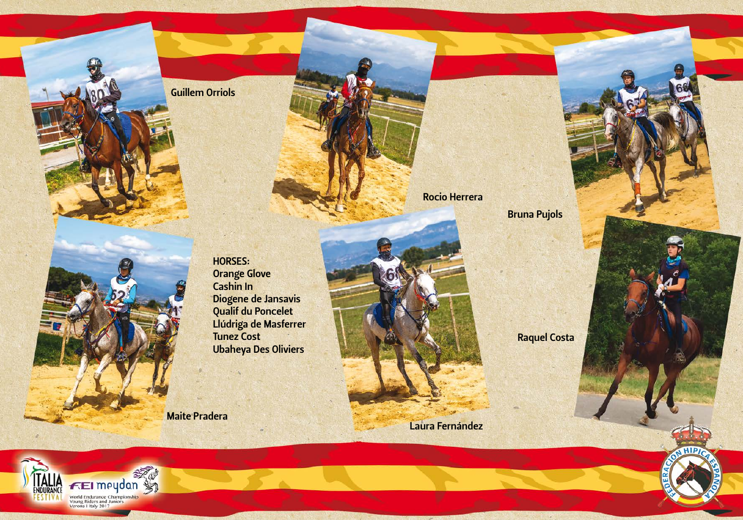Guillem Orriols

Rocio Herrera

Bruna Pujols

HORSES:
Orange Glove
Cashin In
Diogene de Jansavis
Qualif du Poncelet
Llúdriga de Masferrer
Tunez Cost
Ubaheya Des Oliviers

Raquel Costa

Maite Pradera

Laura Fernández

ITALIA ENDURANCE FESTIVAL

FEI meydan

World Endurance Championship
Young Riders and Juniors
Verona | Italy 2017

FEDERACION HIPICA ESPAÑOLA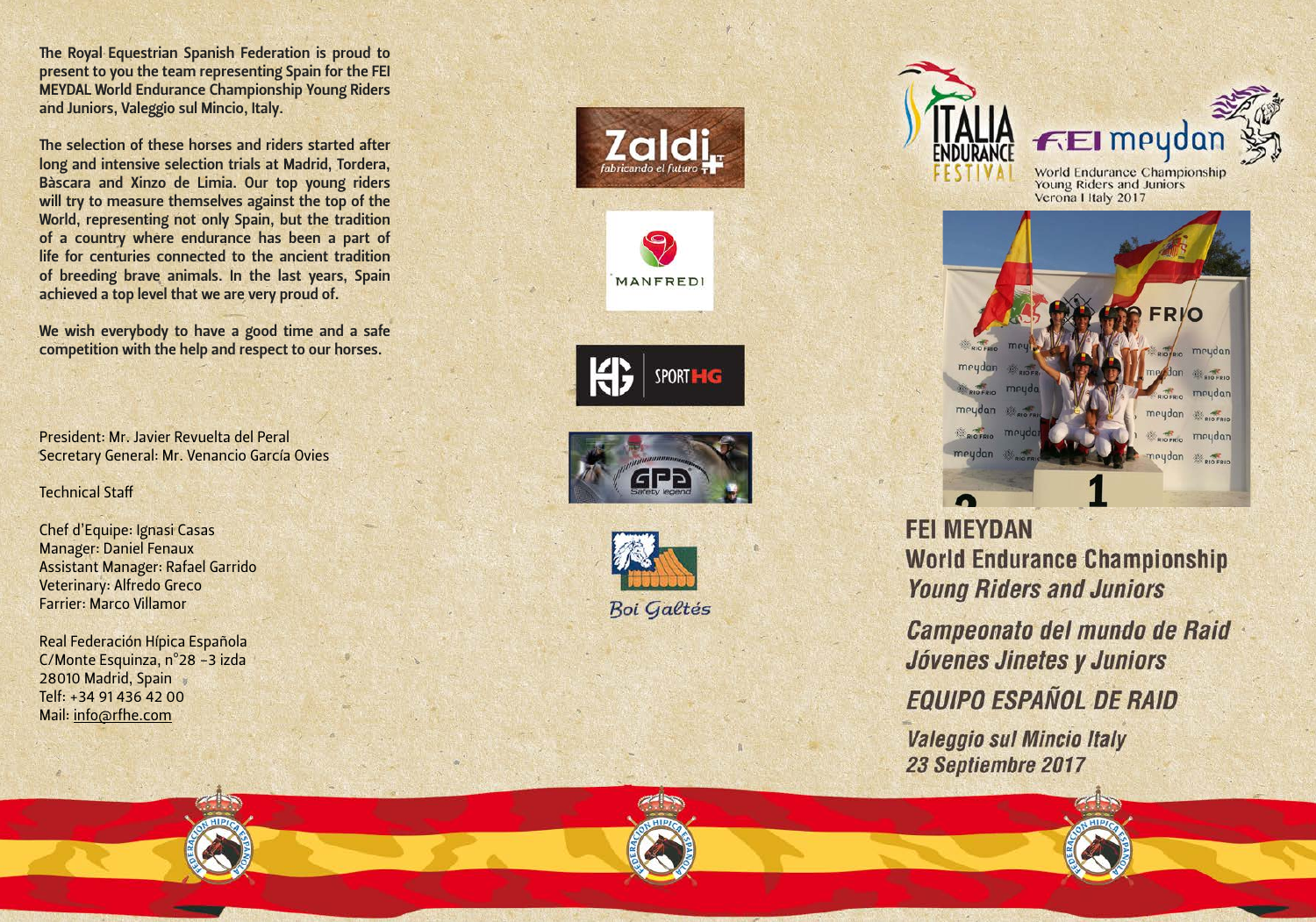The Royal Equestrian Spanish Federation is proud to present to you the team representing Spain for the FEI MEYDAL World Endurance Championship Young Riders and Juniors, Valeggio sul Mincio, Italy.

The selection of these horses and riders started after long and intensive selection trials at Madrid, Tordera, Bàscara and Xinzo de Limia. Our top young riders will try to measure themselves against the top of the World, representing not only Spain, but the tradition of a country where endurance has been a part of life for centuries connected to the ancient tradition of breeding brave animals. In the last years, Spain achieved a top level that we are very proud of.

We wish everybody to have a good time and a safe competition with the help and respect to our horses.

President: Mr. Javier Revuelta del Peral
Secretary General: Mr. Venancio García Ovies

Technical Staff

Chef d'Equipe: Ignasi Casas
Manager: Daniel Fenaux
Assistant Manager: Rafael Garrido
Veterinary: Alfredo Greco
Farrier: Marco Villamor

Real Federación Hípica Española
C/Monte Esquinza, n°28 -3 izda
28010 Madrid, Spain
Telf: +34 91 436 42 00
Mail: info@rfhe.com

Zaldi fabricando el futuro

MANFREDI

SPORT HG

GPA Safety legend

Boi Galtés

ITALIA ENDURANCE FESTIVAL

FEI meydan
World Endurance Championship
Young Riders and Juniors
Verona I Italy 2017

# FEI MEYDAN
## World Endurance Championship
## *Young Riders and Juniors*

## *Campeonato del mundo de Raid Jóvenes Jinetes y Juniors*

## *EQUIPO ESPAÑOL DE RAID*

***Valeggio sul Mincio Italy***
***23 Septiembre 2017***